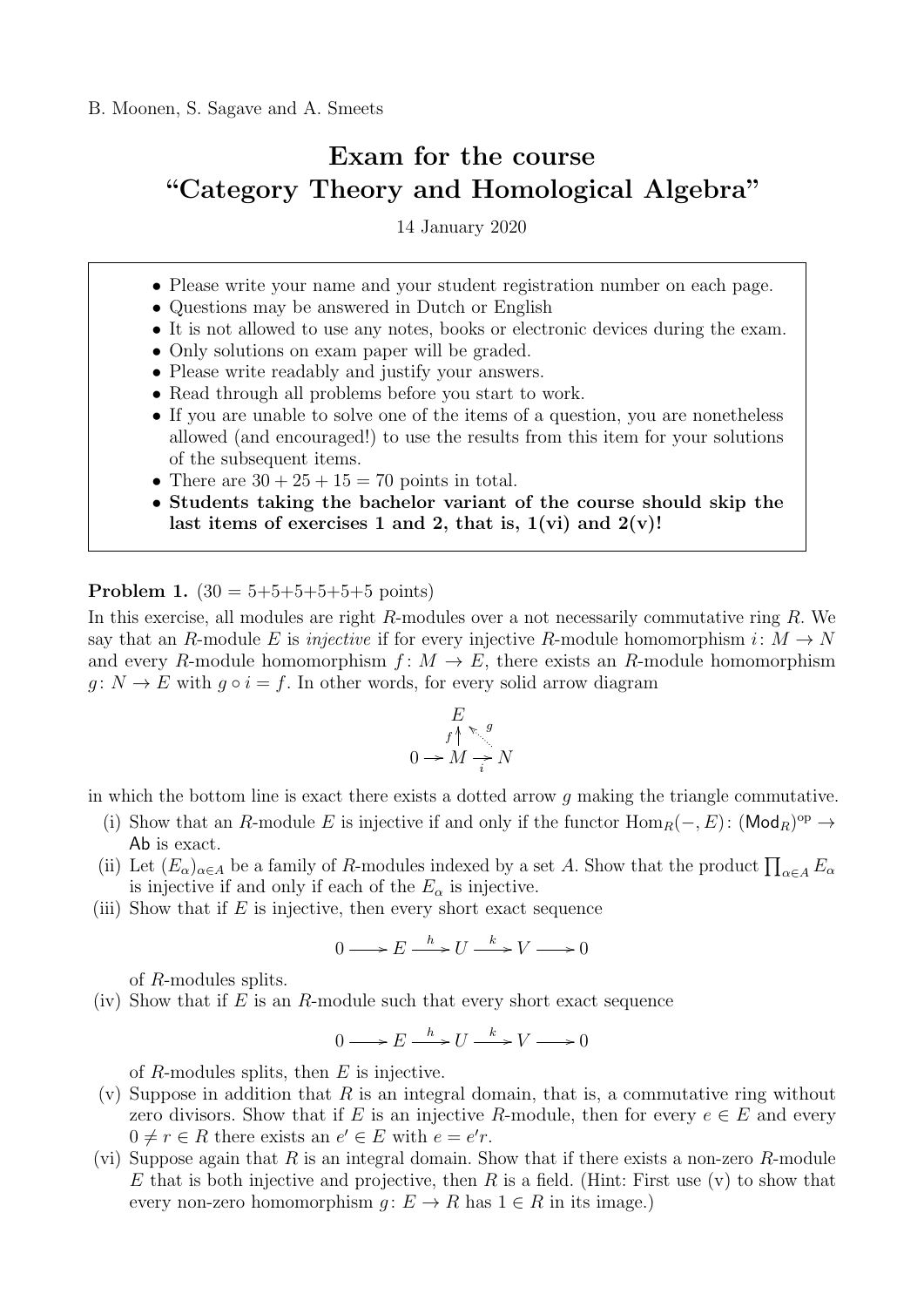B. Moonen, S. Sagave and A. Smeets

# Exam for the course "Category Theory and Homological Algebra"

14 January 2020

- Please write your name and your student registration number on each page.
- Questions may be answered in Dutch or English
- It is not allowed to use any notes, books or electronic devices during the exam.
- Only solutions on exam paper will be graded.
- Please write readably and justify your answers.
- Read through all problems before you start to work.
- If you are unable to solve one of the items of a question, you are nonetheless allowed (and encouraged!) to use the results from this item for your solutions of the subsequent items.
- There are $30 + 25 + 15 = 70$ points in total.
- **Students taking the bachelor variant of the course should skip the last items of exercises 1 and 2, that is, 1(vi) and 2(v)!**

**Problem 1.** ($30 = 5+5+5+5+5+5$ points)

In this exercise, all modules are right $R$-modules over a not necessarily commutative ring $R$. We say that an $R$-module $E$ is *injective* if for every injective $R$-module homomorphism $i\colon M \to N$ and every $R$-module homomorphism $f\colon M \to E$, there exists an $R$-module homomorphism $g\colon N \to E$ with $g \circ i = f$. In other words, for every solid arrow diagram

$$\begin{array}{ccccc} & & E & & \\ & & f\uparrow & \nwarrow g & \\ 0 & \to & M & \xrightarrow{i} & N \end{array}$$

in which the bottom line is exact there exists a dotted arrow $g$ making the triangle commutative.

(i) Show that an $R$-module $E$ is injective if and only if the functor $\mathrm{Hom}_R(-, E)\colon (\mathsf{Mod}_R)^{\mathrm{op}} \to \mathsf{Ab}$ is exact.

(ii) Let $(E_\alpha)_{\alpha \in A}$ be a family of $R$-modules indexed by a set $A$. Show that the product $\prod_{\alpha \in A} E_\alpha$ is injective if and only if each of the $E_\alpha$ is injective.

(iii) Show that if $E$ is injective, then every short exact sequence

$$0 \longrightarrow E \xrightarrow{h} U \xrightarrow{k} V \longrightarrow 0$$

of $R$-modules splits.

(iv) Show that if $E$ is an $R$-module such that every short exact sequence

$$0 \longrightarrow E \xrightarrow{h} U \xrightarrow{k} V \longrightarrow 0$$

of $R$-modules splits, then $E$ is injective.

(v) Suppose in addition that $R$ is an integral domain, that is, a commutative ring without zero divisors. Show that if $E$ is an injective $R$-module, then for every $e \in E$ and every $0 \neq r \in R$ there exists an $e' \in E$ with $e = e'r$.

(vi) Suppose again that $R$ is an integral domain. Show that if there exists a non-zero $R$-module $E$ that is both injective and projective, then $R$ is a field. (Hint: First use (v) to show that every non-zero homomorphism $g\colon E \to R$ has $1 \in R$ in its image.)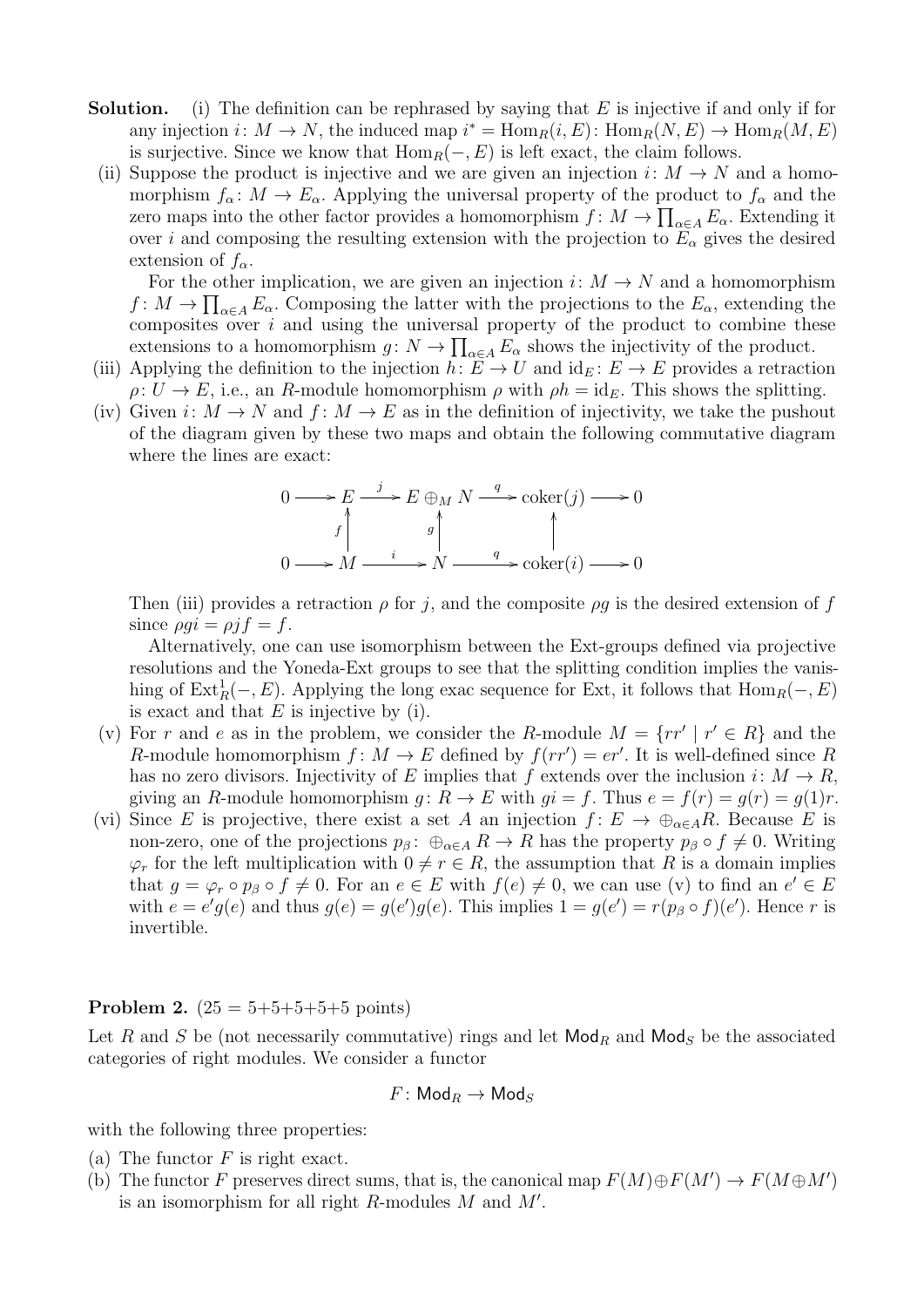**Solution.** (i) The definition can be rephrased by saying that $E$ is injective if and only if for any injection $i\colon M \to N$, the induced map $i^* = \operatorname{Hom}_R(i, E)\colon \operatorname{Hom}_R(N, E) \to \operatorname{Hom}_R(M, E)$ is surjective. Since we know that $\operatorname{Hom}_R(-, E)$ is left exact, the claim follows.

(ii) Suppose the product is injective and we are given an injection $i\colon M \to N$ and a homomorphism $f_\alpha\colon M \to E_\alpha$. Applying the universal property of the product to $f_\alpha$ and the zero maps into the other factor provides a homomorphism $f\colon M \to \prod_{\alpha \in A} E_\alpha$. Extending it over $i$ and composing the resulting extension with the projection to $E_\alpha$ gives the desired extension of $f_\alpha$.

For the other implication, we are given an injection $i\colon M \to N$ and a homomorphism $f\colon M \to \prod_{\alpha \in A} E_\alpha$. Composing the latter with the projections to the $E_\alpha$, extending the composites over $i$ and using the universal property of the product to combine these extensions to a homomorphism $g\colon N \to \prod_{\alpha \in A} E_\alpha$ shows the injectivity of the product.

(iii) Applying the definition to the injection $h\colon E \to U$ and $\mathrm{id}_E\colon E \to E$ provides a retraction $\rho\colon U \to E$, i.e., an $R$-module homomorphism $\rho$ with $\rho h = \mathrm{id}_E$. This shows the splitting.

(iv) Given $i\colon M \to N$ and $f\colon M \to E$ as in the definition of injectivity, we take the pushout of the diagram given by these two maps and obtain the following commutative diagram where the lines are exact:

$$\begin{array}{ccccccccc}
0 & \longrightarrow & E & \xrightarrow{j} & E \oplus_M N & \xrightarrow{q} & \operatorname{coker}(j) & \longrightarrow & 0 \\
 & & \uparrow{\scriptstyle f} & & \uparrow{\scriptstyle g} & & \uparrow & & \\
0 & \longrightarrow & M & \xrightarrow{i} & N & \xrightarrow{q} & \operatorname{coker}(i) & \longrightarrow & 0
\end{array}$$

Then (iii) provides a retraction $\rho$ for $j$, and the composite $\rho g$ is the desired extension of $f$ since $\rho g i = \rho j f = f$.

Alternatively, one can use isomorphism between the Ext-groups defined via projective resolutions and the Yoneda-Ext groups to see that the splitting condition implies the vanishing of $\operatorname{Ext}^1_R(-, E)$. Applying the long exac sequence for Ext, it follows that $\operatorname{Hom}_R(-, E)$ is exact and that $E$ is injective by (i).

(v) For $r$ and $e$ as in the problem, we consider the $R$-module $M = \{rr' \mid r' \in R\}$ and the $R$-module homomorphism $f\colon M \to E$ defined by $f(rr') = er'$. It is well-defined since $R$ has no zero divisors. Injectivity of $E$ implies that $f$ extends over the inclusion $i\colon M \to R$, giving an $R$-module homomorphism $g\colon R \to E$ with $gi = f$. Thus $e = f(r) = g(r) = g(1)r$.

(vi) Since $E$ is projective, there exist a set $A$ an injection $f\colon E \to \oplus_{\alpha \in A} R$. Because $E$ is non-zero, one of the projections $p_\beta\colon \oplus_{\alpha \in A} R \to R$ has the property $p_\beta \circ f \neq 0$. Writing $\varphi_r$ for the left multiplication with $0 \neq r \in R$, the assumption that $R$ is a domain implies that $g = \varphi_r \circ p_\beta \circ f \neq 0$. For an $e \in E$ with $f(e) \neq 0$, we can use (v) to find an $e' \in E$ with $e = e'g(e)$ and thus $g(e) = g(e')g(e)$. This implies $1 = g(e') = r(p_\beta \circ f)(e')$. Hence $r$ is invertible.

**Problem 2.** (25 = 5+5+5+5+5 points)

Let $R$ and $S$ be (not necessarily commutative) rings and let $\mathsf{Mod}_R$ and $\mathsf{Mod}_S$ be the associated categories of right modules. We consider a functor

$$F\colon \mathsf{Mod}_R \to \mathsf{Mod}_S$$

with the following three properties:

(a) The functor $F$ is right exact.

(b) The functor $F$ preserves direct sums, that is, the canonical map $F(M) \oplus F(M') \to F(M \oplus M')$ is an isomorphism for all right $R$-modules $M$ and $M'$.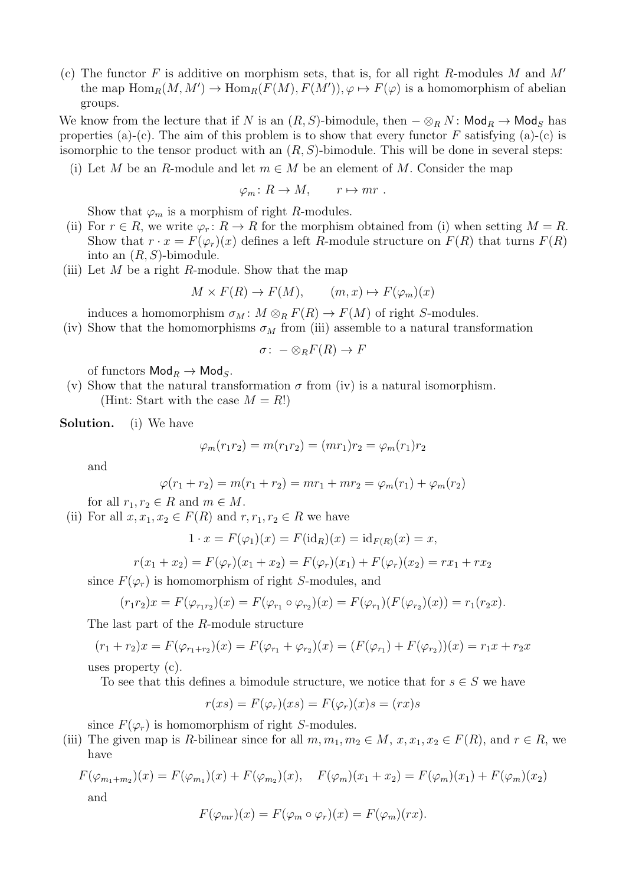(c) The functor $F$ is additive on morphism sets, that is, for all right $R$-modules $M$ and $M'$ the map $\mathrm{Hom}_R(M, M') \to \mathrm{Hom}_R(F(M), F(M')), \varphi \mapsto F(\varphi)$ is a homomorphism of abelian groups.

We know from the lecture that if $N$ is an $(R, S)$-bimodule, then $- \otimes_R N \colon \mathsf{Mod}_R \to \mathsf{Mod}_S$ has properties (a)-(c). The aim of this problem is to show that every functor $F$ satisfying (a)-(c) is isomorphic to the tensor product with an $(R, S)$-bimodule. This will be done in several steps:

(i) Let $M$ be an $R$-module and let $m \in M$ be an element of $M$. Consider the map

$$\varphi_m \colon R \to M, \qquad r \mapsto mr \ .$$

Show that $\varphi_m$ is a morphism of right $R$-modules.

(ii) For $r \in R$, we write $\varphi_r \colon R \to R$ for the morphism obtained from (i) when setting $M = R$. Show that $r \cdot x = F(\varphi_r)(x)$ defines a left $R$-module structure on $F(R)$ that turns $F(R)$ into an $(R, S)$-bimodule.

(iii) Let $M$ be a right $R$-module. Show that the map

$$M \times F(R) \to F(M), \qquad (m, x) \mapsto F(\varphi_m)(x)$$

induces a homomorphism $\sigma_M \colon M \otimes_R F(R) \to F(M)$ of right $S$-modules.

(iv) Show that the homomorphisms $\sigma_M$ from (iii) assemble to a natural transformation

$$\sigma \colon \ - \otimes_R F(R) \to F$$

of functors $\mathsf{Mod}_R \to \mathsf{Mod}_S$.

(v) Show that the natural transformation $\sigma$ from (iv) is a natural isomorphism.
(Hint: Start with the case $M = R$!)

**Solution.** (i) We have

$$\varphi_m(r_1 r_2) = m(r_1 r_2) = (mr_1)r_2 = \varphi_m(r_1)r_2$$

and

$$\varphi(r_1 + r_2) = m(r_1 + r_2) = mr_1 + mr_2 = \varphi_m(r_1) + \varphi_m(r_2)$$

for all $r_1, r_2 \in R$ and $m \in M$.

(ii) For all $x, x_1, x_2 \in F(R)$ and $r, r_1, r_2 \in R$ we have

$$1 \cdot x = F(\varphi_1)(x) = F(\mathrm{id}_R)(x) = \mathrm{id}_{F(R)}(x) = x,$$

$$r(x_1 + x_2) = F(\varphi_r)(x_1 + x_2) = F(\varphi_r)(x_1) + F(\varphi_r)(x_2) = rx_1 + rx_2$$

since $F(\varphi_r)$ is homomorphism of right $S$-modules, and

$$(r_1 r_2)x = F(\varphi_{r_1 r_2})(x) = F(\varphi_{r_1} \circ \varphi_{r_2})(x) = F(\varphi_{r_1})(F(\varphi_{r_2})(x)) = r_1(r_2 x).$$

The last part of the $R$-module structure

$$(r_1 + r_2)x = F(\varphi_{r_1 + r_2})(x) = F(\varphi_{r_1} + \varphi_{r_2})(x) = (F(\varphi_{r_1}) + F(\varphi_{r_2}))(x) = r_1 x + r_2 x$$

uses property (c).

To see that this defines a bimodule structure, we notice that for $s \in S$ we have

$$r(xs) = F(\varphi_r)(xs) = F(\varphi_r)(x)s = (rx)s$$

since $F(\varphi_r)$ is homomorphism of right $S$-modules.

(iii) The given map is $R$-bilinear since for all $m, m_1, m_2 \in M$, $x, x_1, x_2 \in F(R)$, and $r \in R$, we have

$$F(\varphi_{m_1 + m_2})(x) = F(\varphi_{m_1})(x) + F(\varphi_{m_2})(x), \quad F(\varphi_m)(x_1 + x_2) = F(\varphi_m)(x_1) + F(\varphi_m)(x_2)$$

and

$$F(\varphi_{mr})(x) = F(\varphi_m \circ \varphi_r)(x) = F(\varphi_m)(rx).$$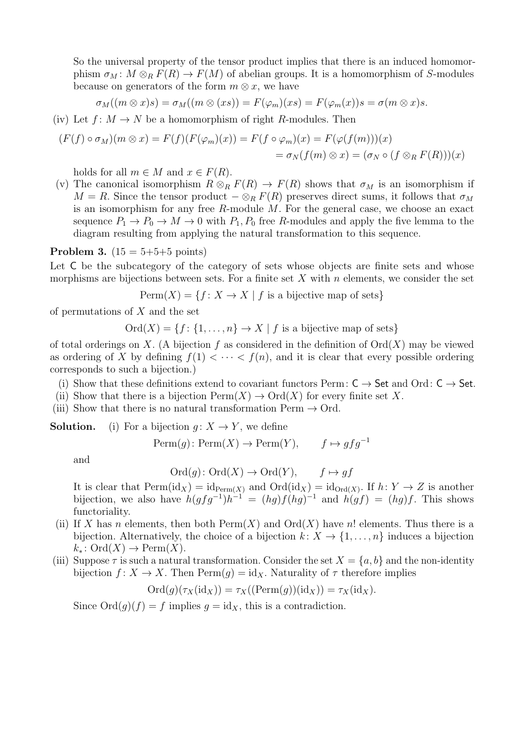So the universal property of the tensor product implies that there is an induced homomorphism $\sigma_M : M \otimes_R F(R) \to F(M)$ of abelian groups. It is a homomorphism of $S$-modules because on generators of the form $m \otimes x$, we have

$$\sigma_M((m \otimes x)s) = \sigma_M((m \otimes (xs)) = F(\varphi_m)(xs) = F(\varphi_m(x))s = \sigma(m \otimes x)s.$$

(iv) Let $f : M \to N$ be a homomorphism of right $R$-modules. Then

$$(F(f) \circ \sigma_M)(m \otimes x) = F(f)(F(\varphi_m)(x)) = F(f \circ \varphi_m)(x) = F(\varphi(f(m)))(x)$$
$$= \sigma_N(f(m) \otimes x) = (\sigma_N \circ (f \otimes_R F(R)))(x)$$

holds for all $m \in M$ and $x \in F(R)$.

(v) The canonical isomorphism $R \otimes_R F(R) \to F(R)$ shows that $\sigma_M$ is an isomorphism if $M = R$. Since the tensor product $- \otimes_R F(R)$ preserves direct sums, it follows that $\sigma_M$ is an isomorphism for any free $R$-module $M$. For the general case, we choose an exact sequence $P_1 \to P_0 \to M \to 0$ with $P_1, P_0$ free $R$-modules and apply the five lemma to the diagram resulting from applying the natural transformation to this sequence.

**Problem 3.** (15 = 5+5+5 points)
Let $\mathsf{C}$ be the subcategory of the category of sets whose objects are finite sets and whose morphisms are bijections between sets. For a finite set $X$ with $n$ elements, we consider the set

$$\mathrm{Perm}(X) = \{f : X \to X \mid f \text{ is a bijective map of sets}\}$$

of permutations of $X$ and the set

$$\mathrm{Ord}(X) = \{f : \{1, \ldots, n\} \to X \mid f \text{ is a bijective map of sets}\}$$

of total orderings on $X$. (A bijection $f$ as considered in the definition of $\mathrm{Ord}(X)$ may be viewed as ordering of $X$ by defining $f(1) < \cdots < f(n)$, and it is clear that every possible ordering corresponds to such a bijection.)

(i) Show that these definitions extend to covariant functors $\mathrm{Perm} : \mathsf{C} \to \mathsf{Set}$ and $\mathrm{Ord} : \mathsf{C} \to \mathsf{Set}$.
(ii) Show that there is a bijection $\mathrm{Perm}(X) \to \mathrm{Ord}(X)$ for every finite set $X$.
(iii) Show that there is no natural transformation $\mathrm{Perm} \to \mathrm{Ord}$.

**Solution.** (i) For a bijection $g : X \to Y$, we define

$$\mathrm{Perm}(g) : \mathrm{Perm}(X) \to \mathrm{Perm}(Y), \qquad f \mapsto gfg^{-1}$$

and

$$\mathrm{Ord}(g) : \mathrm{Ord}(X) \to \mathrm{Ord}(Y), \qquad f \mapsto gf$$

It is clear that $\mathrm{Perm}(\mathrm{id}_X) = \mathrm{id}_{\mathrm{Perm}(X)}$ and $\mathrm{Ord}(\mathrm{id}_X) = \mathrm{id}_{\mathrm{Ord}(X)}$. If $h : Y \to Z$ is another bijection, we also have $h(gfg^{-1})h^{-1} = (hg)f(hg)^{-1}$ and $h(gf) = (hg)f$. This shows functoriality.

(ii) If $X$ has $n$ elements, then both $\mathrm{Perm}(X)$ and $\mathrm{Ord}(X)$ have $n!$ elements. Thus there is a bijection. Alternatively, the choice of a bijection $k : X \to \{1, \ldots, n\}$ induces a bijection $k_* : \mathrm{Ord}(X) \to \mathrm{Perm}(X)$.

(iii) Suppose $\tau$ is such a natural transformation. Consider the set $X = \{a, b\}$ and the non-identity bijection $f : X \to X$. Then $\mathrm{Perm}(g) = \mathrm{id}_X$. Naturality of $\tau$ therefore implies

$$\mathrm{Ord}(g)(\tau_X(\mathrm{id}_X)) = \tau_X((\mathrm{Perm}(g))(\mathrm{id}_X)) = \tau_X(\mathrm{id}_X).$$

Since $\mathrm{Ord}(g)(f) = f$ implies $g = \mathrm{id}_X$, this is a contradiction.